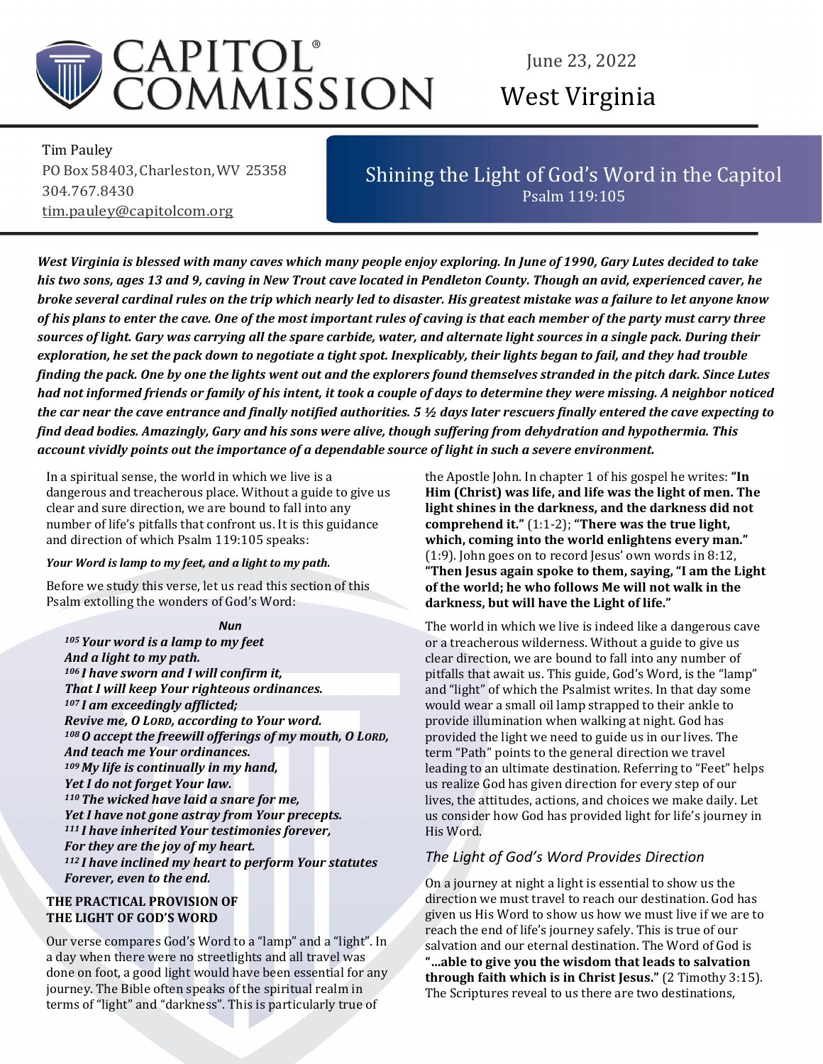# CAPITOL® COMMISSION

June 23, 2022

West Virginia

Tim Pauley
PO Box 58403, Charleston, WV 25358
304.767.8430
tim.pauley@capitolcom.org

## Shining the Light of God's Word in the Capitol

Psalm 119:105

***West Virginia is blessed with many caves which many people enjoy exploring. In June of 1990, Gary Lutes decided to take his two sons, ages 13 and 9, caving in New Trout cave located in Pendleton County. Though an avid, experienced caver, he broke several cardinal rules on the trip which nearly led to disaster. His greatest mistake was a failure to let anyone know of his plans to enter the cave. One of the most important rules of caving is that each member of the party must carry three sources of light. Gary was carrying all the spare carbide, water, and alternate light sources in a single pack. During their exploration, he set the pack down to negotiate a tight spot. Inexplicably, their lights began to fail, and they had trouble finding the pack. One by one the lights went out and the explorers found themselves stranded in the pitch dark. Since Lutes had not informed friends or family of his intent, it took a couple of days to determine they were missing. A neighbor noticed the car near the cave entrance and finally notified authorities. 5 ½ days later rescuers finally entered the cave expecting to find dead bodies. Amazingly, Gary and his sons were alive, though suffering from dehydration and hypothermia. This account vividly points out the importance of a dependable source of light in such a severe environment.***

In a spiritual sense, the world in which we live is a dangerous and treacherous place. Without a guide to give us clear and sure direction, we are bound to fall into any number of life's pitfalls that confront us. It is this guidance and direction of which Psalm 119:105 speaks:

***Your Word is lamp to my feet, and a light to my path.***

Before we study this verse, let us read this section of this Psalm extolling the wonders of God's Word:

***Nun***

***105 Your word is a lamp to my feet***
***And a light to my path.***
***106 I have sworn and I will confirm it,***
***That I will keep Your righteous ordinances.***
***107 I am exceedingly afflicted;***
***Revive me, O LORD, according to Your word.***
***108 O accept the freewill offerings of my mouth, O LORD,***
***And teach me Your ordinances.***
***109 My life is continually in my hand,***
***Yet I do not forget Your law.***
***110 The wicked have laid a snare for me,***
***Yet I have not gone astray from Your precepts.***
***111 I have inherited Your testimonies forever,***
***For they are the joy of my heart.***
***112 I have inclined my heart to perform Your statutes***
***Forever, even to the end.***

### THE PRACTICAL PROVISION OF THE LIGHT OF GOD'S WORD

Our verse compares God's Word to a "lamp" and a "light". In a day when there were no streetlights and all travel was done on foot, a good light would have been essential for any journey. The Bible often speaks of the spiritual realm in terms of "light" and "darkness". This is particularly true of the Apostle John. In chapter 1 of his gospel he writes: **"In Him (Christ) was life, and life was the light of men. The light shines in the darkness, and the darkness did not comprehend it."** (1:1-2); **"There was the true light, which, coming into the world enlightens every man."** (1:9). John goes on to record Jesus' own words in 8:12, **"Then Jesus again spoke to them, saying, "I am the Light of the world; he who follows Me will not walk in the darkness, but will have the Light of life."**

The world in which we live is indeed like a dangerous cave or a treacherous wilderness. Without a guide to give us clear direction, we are bound to fall into any number of pitfalls that await us. This guide, God's Word, is the "lamp" and "light" of which the Psalmist writes. In that day some would wear a small oil lamp strapped to their ankle to provide illumination when walking at night. God has provided the light we need to guide us in our lives. The term "Path" points to the general direction we travel leading to an ultimate destination. Referring to "Feet" helps us realize God has given direction for every step of our lives, the attitudes, actions, and choices we make daily. Let us consider how God has provided light for life's journey in His Word.

### *The Light of God's Word Provides Direction*

On a journey at night a light is essential to show us the direction we must travel to reach our destination. God has given us His Word to show us how we must live if we are to reach the end of life's journey safely. This is true of our salvation and our eternal destination. The Word of God is **"...able to give you the wisdom that leads to salvation through faith which is in Christ Jesus."** (2 Timothy 3:15). The Scriptures reveal to us there are two destinations,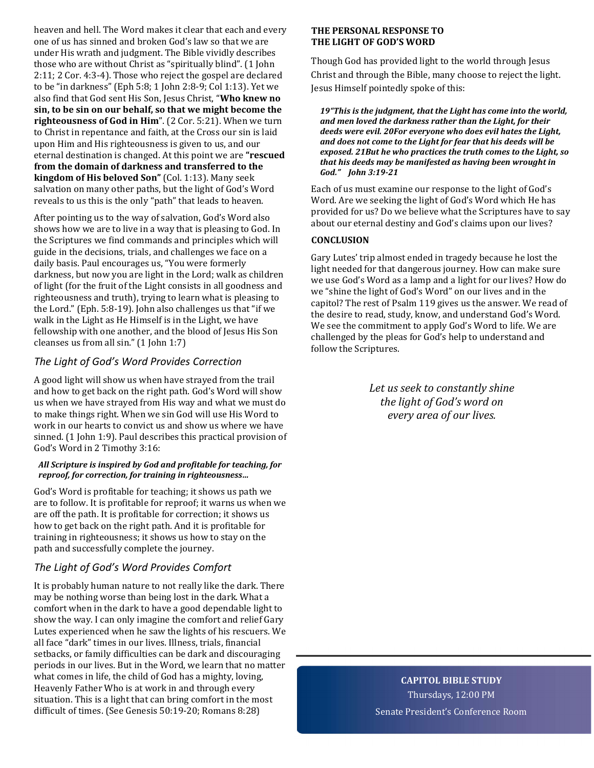heaven and hell. The Word makes it clear that each and every one of us has sinned and broken God's law so that we are under His wrath and judgment. The Bible vividly describes those who are without Christ as "spiritually blind". (1 John 2:11; 2 Cor. 4:3-4). Those who reject the gospel are declared to be "in darkness" (Eph 5:8; 1 John 2:8-9; Col 1:13). Yet we also find that God sent His Son, Jesus Christ, "**Who knew no sin, to be sin on our behalf, so that we might become the righteousness of God in Him**". (2 Cor. 5:21). When we turn to Christ in repentance and faith, at the Cross our sin is laid upon Him and His righteousness is given to us, and our eternal destination is changed. At this point we are **"rescued from the domain of darkness and transferred to the kingdom of His beloved Son"** (Col. 1:13). Many seek salvation on many other paths, but the light of God's Word reveals to us this is the only "path" that leads to heaven.

After pointing us to the way of salvation, God's Word also shows how we are to live in a way that is pleasing to God. In the Scriptures we find commands and principles which will guide in the decisions, trials, and challenges we face on a daily basis. Paul encourages us, "You were formerly darkness, but now you are light in the Lord; walk as children of light (for the fruit of the Light consists in all goodness and righteousness and truth), trying to learn what is pleasing to the Lord." (Eph. 5:8-19). John also challenges us that "if we walk in the Light as He Himself is in the Light, we have fellowship with one another, and the blood of Jesus His Son cleanses us from all sin." (1 John 1:7)

### *The Light of God's Word Provides Correction*

A good light will show us when have strayed from the trail and how to get back on the right path. God's Word will show us when we have strayed from His way and what we must do to make things right. When we sin God will use His Word to work in our hearts to convict us and show us where we have sinned. (1 John 1:9). Paul describes this practical provision of God's Word in 2 Timothy 3:16:

***All Scripture is inspired by God and profitable for teaching, for reproof, for correction, for training in righteousness…***

God's Word is profitable for teaching; it shows us path we are to follow. It is profitable for reproof; it warns us when we are off the path. It is profitable for correction; it shows us how to get back on the right path. And it is profitable for training in righteousness; it shows us how to stay on the path and successfully complete the journey.

### *The Light of God's Word Provides Comfort*

It is probably human nature to not really like the dark. There may be nothing worse than being lost in the dark. What a comfort when in the dark to have a good dependable light to show the way. I can only imagine the comfort and relief Gary Lutes experienced when he saw the lights of his rescuers. We all face "dark" times in our lives. Illness, trials, financial setbacks, or family difficulties can be dark and discouraging periods in our lives. But in the Word, we learn that no matter what comes in life, the child of God has a mighty, loving, Heavenly Father Who is at work in and through every situation. This is a light that can bring comfort in the most difficult of times. (See Genesis 50:19-20; Romans 8:28)

**THE PERSONAL RESPONSE TO THE LIGHT OF GOD'S WORD**

Though God has provided light to the world through Jesus Christ and through the Bible, many choose to reject the light. Jesus Himself pointedly spoke of this:

***19"This is the judgment, that the Light has come into the world, and men loved the darkness rather than the Light, for their deeds were evil. 20For everyone who does evil hates the Light, and does not come to the Light for fear that his deeds will be exposed. 21But he who practices the truth comes to the Light, so that his deeds may be manifested as having been wrought in God." John 3:19-21***

Each of us must examine our response to the light of God's Word. Are we seeking the light of God's Word which He has provided for us? Do we believe what the Scriptures have to say about our eternal destiny and God's claims upon our lives?

**CONCLUSION**

Gary Lutes' trip almost ended in tragedy because he lost the light needed for that dangerous journey. How can make sure we use God's Word as a lamp and a light for our lives? How do we "shine the light of God's Word" on our lives and in the capitol? The rest of Psalm 119 gives us the answer. We read of the desire to read, study, know, and understand God's Word. We see the commitment to apply God's Word to life. We are challenged by the pleas for God's help to understand and follow the Scriptures.

*Let us seek to constantly shine the light of God's word on every area of our lives.*

**CAPITOL BIBLE STUDY**

Thursdays, 12:00 PM

Senate President's Conference Room